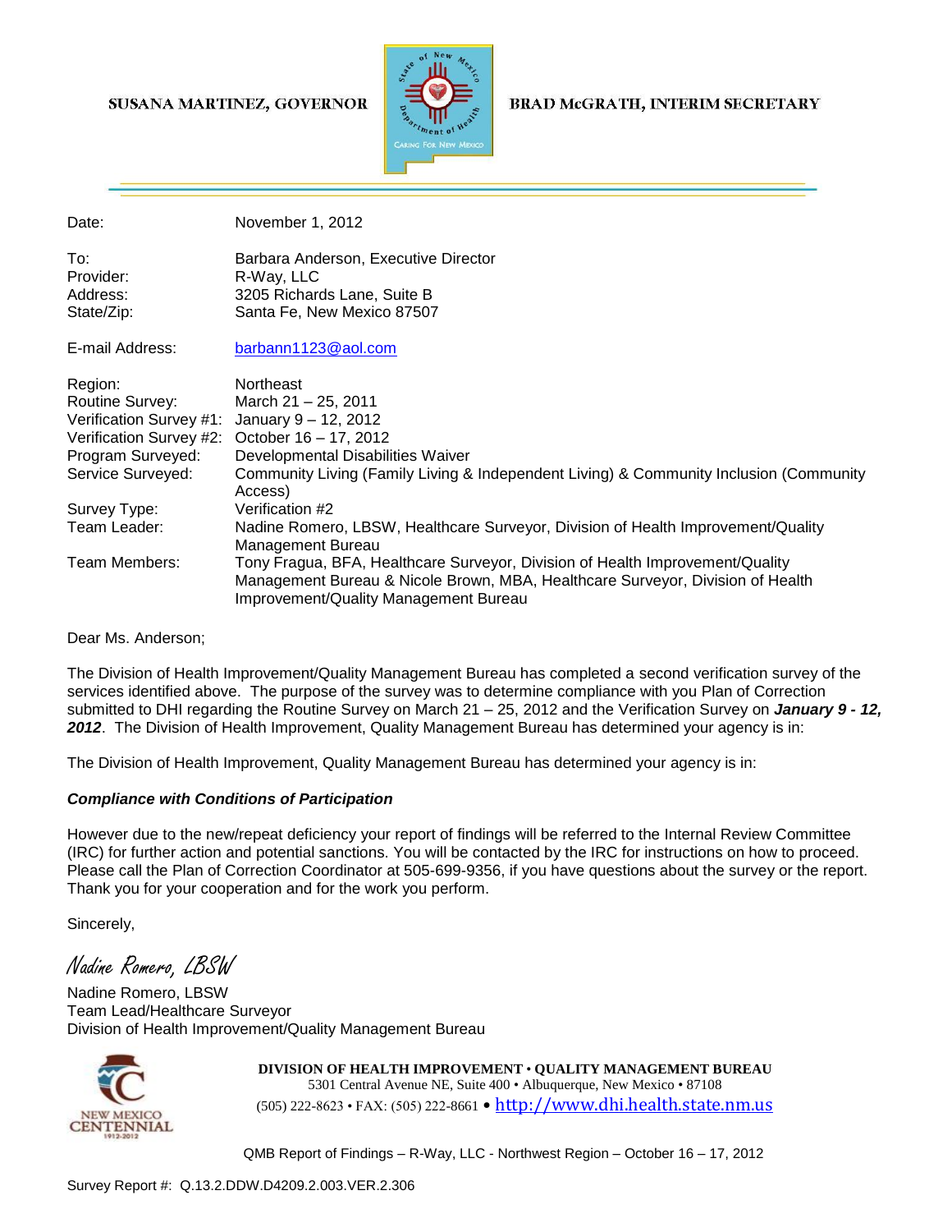SUSANA MARTINEZ, GOVERNOR

BRAD McGRATH, INTERIM SECRETARY

| | |
|---|---|
| Date: | November 1, 2012 |
| To: | Barbara Anderson, Executive Director |
| Provider: | R-Way, LLC |
| Address: | 3205 Richards Lane, Suite B |
| State/Zip: | Santa Fe, New Mexico 87507 |
| E-mail Address: | barbann1123@aol.com |
| Region: | Northeast |
| Routine Survey: | March 21 – 25, 2011 |
| Verification Survey #1: | January 9 – 12, 2012 |
| Verification Survey #2: | October 16 – 17, 2012 |
| Program Surveyed: | Developmental Disabilities Waiver |
| Service Surveyed: | Community Living (Family Living & Independent Living) & Community Inclusion (Community Access) |
| Survey Type: | Verification #2 |
| Team Leader: | Nadine Romero, LBSW, Healthcare Surveyor, Division of Health Improvement/Quality Management Bureau |
| Team Members: | Tony Fragua, BFA, Healthcare Surveyor, Division of Health Improvement/Quality Management Bureau & Nicole Brown, MBA, Healthcare Surveyor, Division of Health Improvement/Quality Management Bureau |

Dear Ms. Anderson;

The Division of Health Improvement/Quality Management Bureau has completed a second verification survey of the services identified above. The purpose of the survey was to determine compliance with you Plan of Correction submitted to DHI regarding the Routine Survey on March 21 – 25, 2012 and the Verification Survey on ***January 9 - 12, 2012***. The Division of Health Improvement, Quality Management Bureau has determined your agency is in:

The Division of Health Improvement, Quality Management Bureau has determined your agency is in:

***Compliance with Conditions of Participation***

However due to the new/repeat deficiency your report of findings will be referred to the Internal Review Committee (IRC) for further action and potential sanctions. You will be contacted by the IRC for instructions on how to proceed. Please call the Plan of Correction Coordinator at 505-699-9356, if you have questions about the survey or the report. Thank you for your cooperation and for the work you perform.

Sincerely,

*Nadine Romero, LBSW*

Nadine Romero, LBSW
Team Lead/Healthcare Surveyor
Division of Health Improvement/Quality Management Bureau

**DIVISION OF HEALTH IMPROVEMENT • QUALITY MANAGEMENT BUREAU**
5301 Central Avenue NE, Suite 400 • Albuquerque, New Mexico • 87108
(505) 222-8623 • FAX: (505) 222-8661 • http://www.dhi.health.state.nm.us

QMB Report of Findings – R-Way, LLC - Northwest Region – October 16 – 17, 2012

Survey Report #: Q.13.2.DDW.D4209.2.003.VER.2.306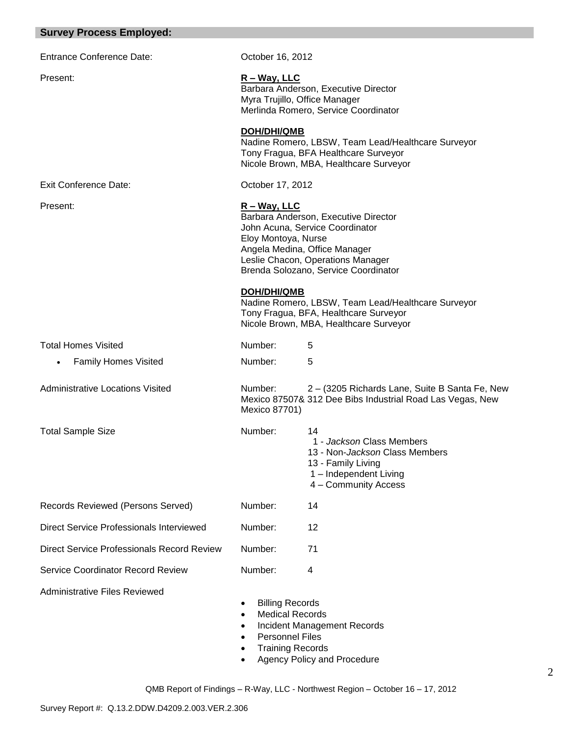## Survey Process Employed:

Entrance Conference Date: October 16, 2012

Present:

**R – Way, LLC**
Barbara Anderson, Executive Director
Myra Trujillo, Office Manager
Merlinda Romero, Service Coordinator

**DOH/DHI/QMB**
Nadine Romero, LBSW, Team Lead/Healthcare Surveyor
Tony Fragua, BFA Healthcare Surveyor
Nicole Brown, MBA, Healthcare Surveyor

Exit Conference Date: October 17, 2012

Present:

**R – Way, LLC**
Barbara Anderson, Executive Director
John Acuna, Service Coordinator
Eloy Montoya, Nurse
Angela Medina, Office Manager
Leslie Chacon, Operations Manager
Brenda Solozano, Service Coordinator

**DOH/DHI/QMB**
Nadine Romero, LBSW, Team Lead/Healthcare Surveyor
Tony Fragua, BFA, Healthcare Surveyor
Nicole Brown, MBA, Healthcare Surveyor

Total Homes Visited — Number: 5

- Family Homes Visited — Number: 5

Administrative Locations Visited — Number: 2 – (3205 Richards Lane, Suite B Santa Fe, New Mexico 87507& 312 Dee Bibs Industrial Road Las Vegas, New Mexico 87701)

Total Sample Size — Number: 14
- 1 - *Jackson* Class Members
- 13 - Non-*Jackson* Class Members
- 13 - Family Living
- 1 – Independent Living
- 4 – Community Access

Records Reviewed (Persons Served) — Number: 14

Direct Service Professionals Interviewed — Number: 12

Direct Service Professionals Record Review — Number: 71

Service Coordinator Record Review — Number: 4

Administrative Files Reviewed

- Billing Records
- Medical Records
- Incident Management Records
- Personnel Files
- Training Records
- Agency Policy and Procedure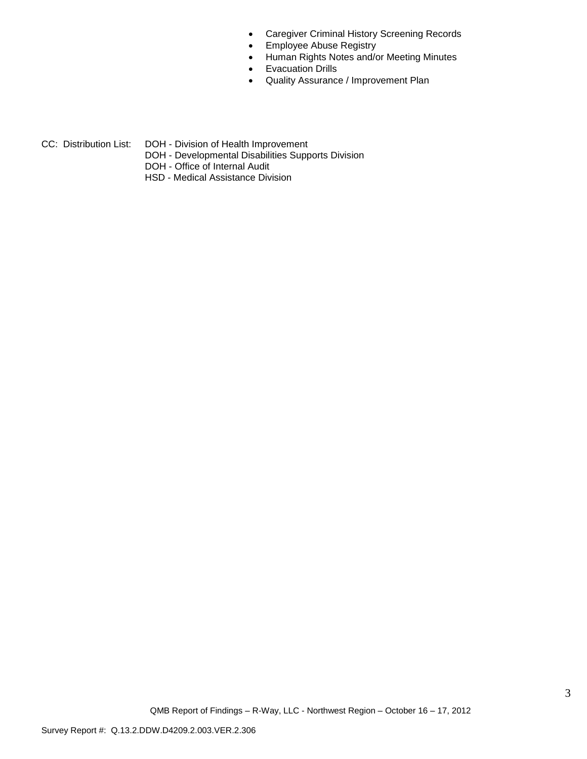- Caregiver Criminal History Screening Records
- Employee Abuse Registry
- Human Rights Notes and/or Meeting Minutes
- Evacuation Drills
- Quality Assurance / Improvement Plan

CC: Distribution List: DOH - Division of Health Improvement
DOH - Developmental Disabilities Supports Division
DOH - Office of Internal Audit
HSD - Medical Assistance Division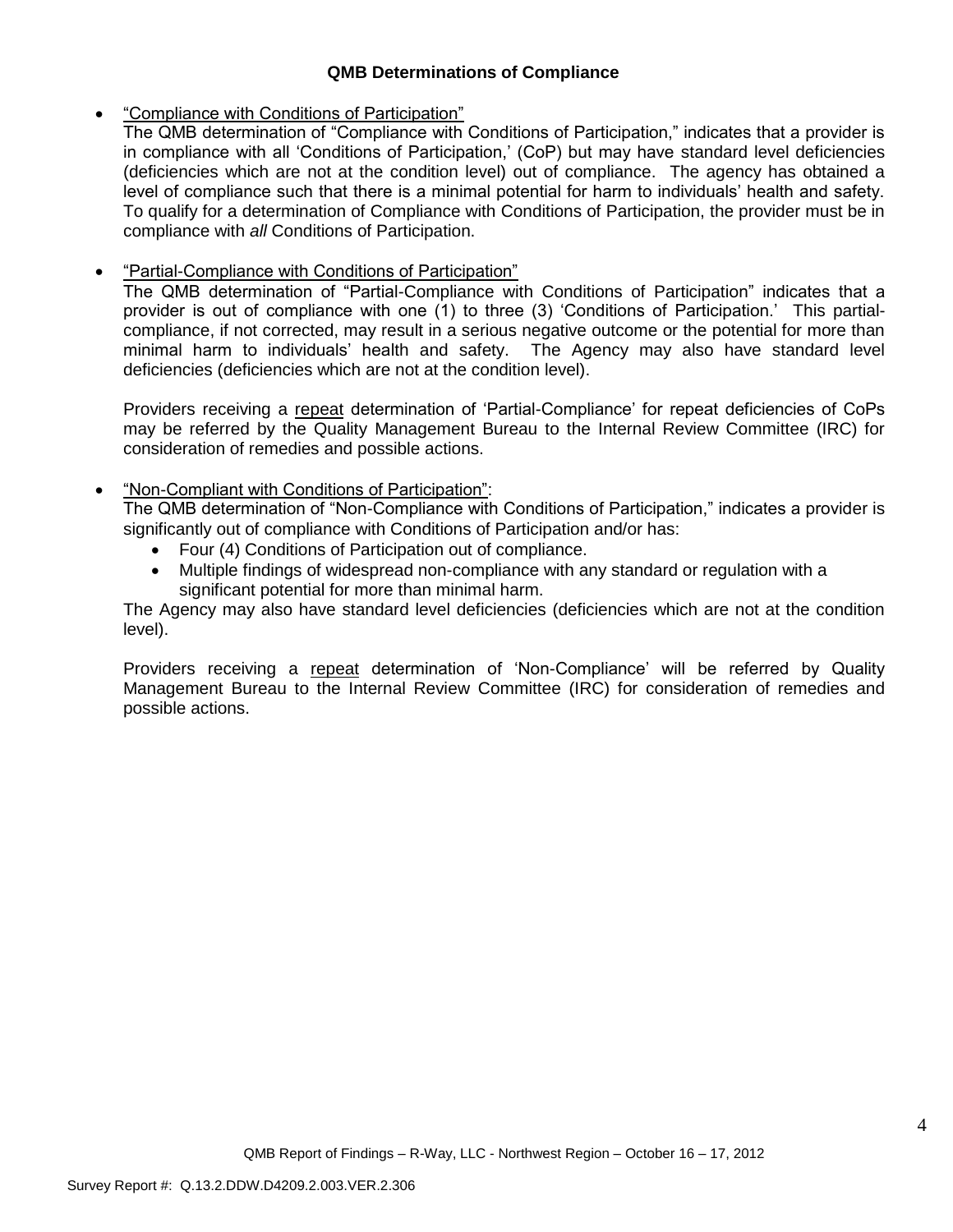### QMB Determinations of Compliance

- "Compliance with Conditions of Participation"
  The QMB determination of "Compliance with Conditions of Participation," indicates that a provider is in compliance with all 'Conditions of Participation,' (CoP) but may have standard level deficiencies (deficiencies which are not at the condition level) out of compliance. The agency has obtained a level of compliance such that there is a minimal potential for harm to individuals' health and safety. To qualify for a determination of Compliance with Conditions of Participation, the provider must be in compliance with *all* Conditions of Participation.

- "Partial-Compliance with Conditions of Participation"
  The QMB determination of "Partial-Compliance with Conditions of Participation" indicates that a provider is out of compliance with one (1) to three (3) 'Conditions of Participation.' This partial-compliance, if not corrected, may result in a serious negative outcome or the potential for more than minimal harm to individuals' health and safety. The Agency may also have standard level deficiencies (deficiencies which are not at the condition level).

  Providers receiving a repeat determination of 'Partial-Compliance' for repeat deficiencies of CoPs may be referred by the Quality Management Bureau to the Internal Review Committee (IRC) for consideration of remedies and possible actions.

- "Non-Compliant with Conditions of Participation":
  The QMB determination of "Non-Compliance with Conditions of Participation," indicates a provider is significantly out of compliance with Conditions of Participation and/or has:
  - Four (4) Conditions of Participation out of compliance.
  - Multiple findings of widespread non-compliance with any standard or regulation with a significant potential for more than minimal harm.

  The Agency may also have standard level deficiencies (deficiencies which are not at the condition level).

  Providers receiving a repeat determination of 'Non-Compliance' will be referred by Quality Management Bureau to the Internal Review Committee (IRC) for consideration of remedies and possible actions.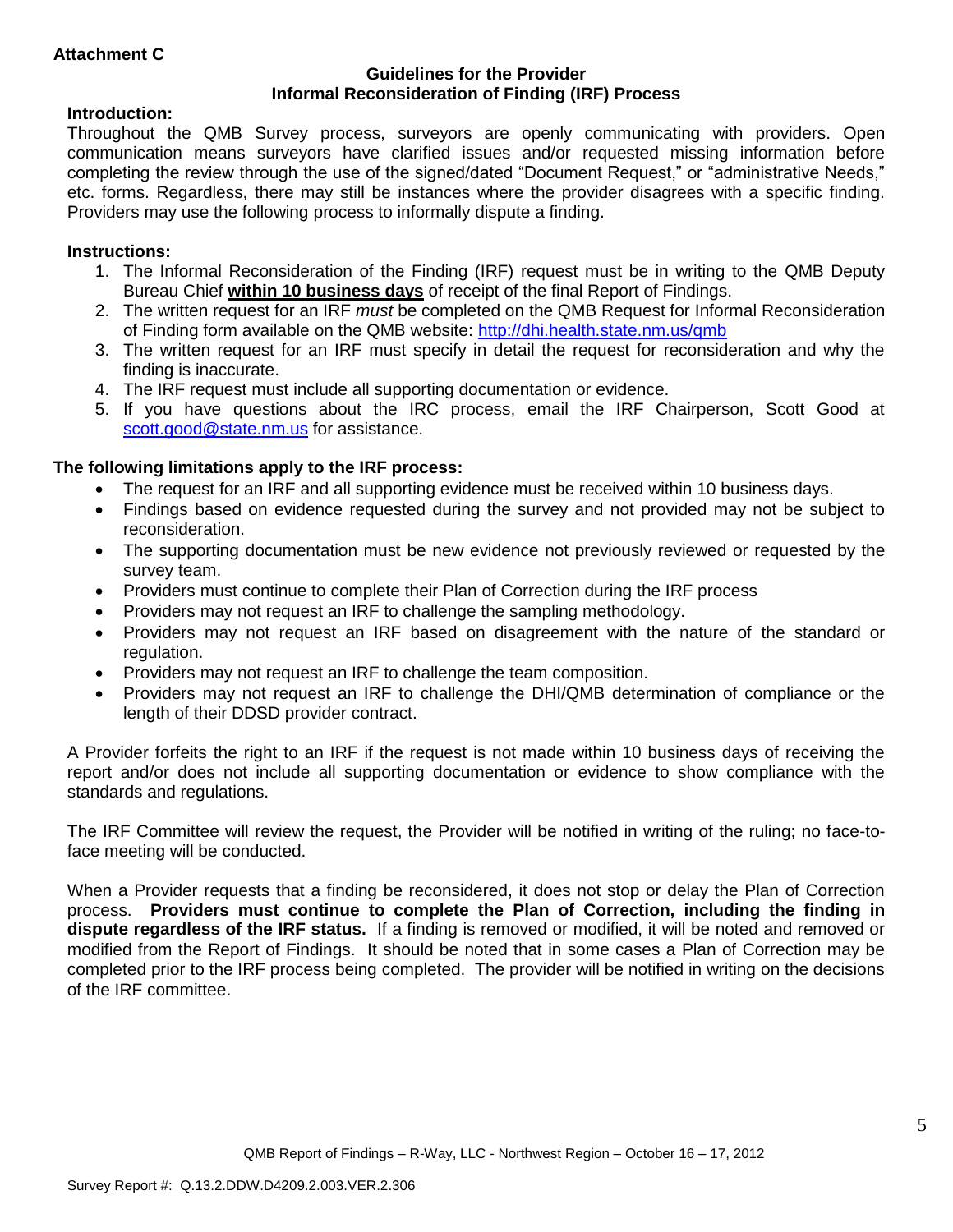**Attachment C**

**Guidelines for the Provider**
**Informal Reconsideration of Finding (IRF) Process**

**Introduction:**

Throughout the QMB Survey process, surveyors are openly communicating with providers. Open communication means surveyors have clarified issues and/or requested missing information before completing the review through the use of the signed/dated "Document Request," or "administrative Needs," etc. forms. Regardless, there may still be instances where the provider disagrees with a specific finding. Providers may use the following process to informally dispute a finding.

**Instructions:**

1. The Informal Reconsideration of the Finding (IRF) request must be in writing to the QMB Deputy Bureau Chief **within 10 business days** of receipt of the final Report of Findings.
2. The written request for an IRF *must* be completed on the QMB Request for Informal Reconsideration of Finding form available on the QMB website: http://dhi.health.state.nm.us/qmb
3. The written request for an IRF must specify in detail the request for reconsideration and why the finding is inaccurate.
4. The IRF request must include all supporting documentation or evidence.
5. If you have questions about the IRC process, email the IRF Chairperson, Scott Good at scott.good@state.nm.us for assistance.

**The following limitations apply to the IRF process:**

- The request for an IRF and all supporting evidence must be received within 10 business days.
- Findings based on evidence requested during the survey and not provided may not be subject to reconsideration.
- The supporting documentation must be new evidence not previously reviewed or requested by the survey team.
- Providers must continue to complete their Plan of Correction during the IRF process
- Providers may not request an IRF to challenge the sampling methodology.
- Providers may not request an IRF based on disagreement with the nature of the standard or regulation.
- Providers may not request an IRF to challenge the team composition.
- Providers may not request an IRF to challenge the DHI/QMB determination of compliance or the length of their DDSD provider contract.

A Provider forfeits the right to an IRF if the request is not made within 10 business days of receiving the report and/or does not include all supporting documentation or evidence to show compliance with the standards and regulations.

The IRF Committee will review the request, the Provider will be notified in writing of the ruling; no face-to-face meeting will be conducted.

When a Provider requests that a finding be reconsidered, it does not stop or delay the Plan of Correction process. **Providers must continue to complete the Plan of Correction, including the finding in dispute regardless of the IRF status.** If a finding is removed or modified, it will be noted and removed or modified from the Report of Findings. It should be noted that in some cases a Plan of Correction may be completed prior to the IRF process being completed. The provider will be notified in writing on the decisions of the IRF committee.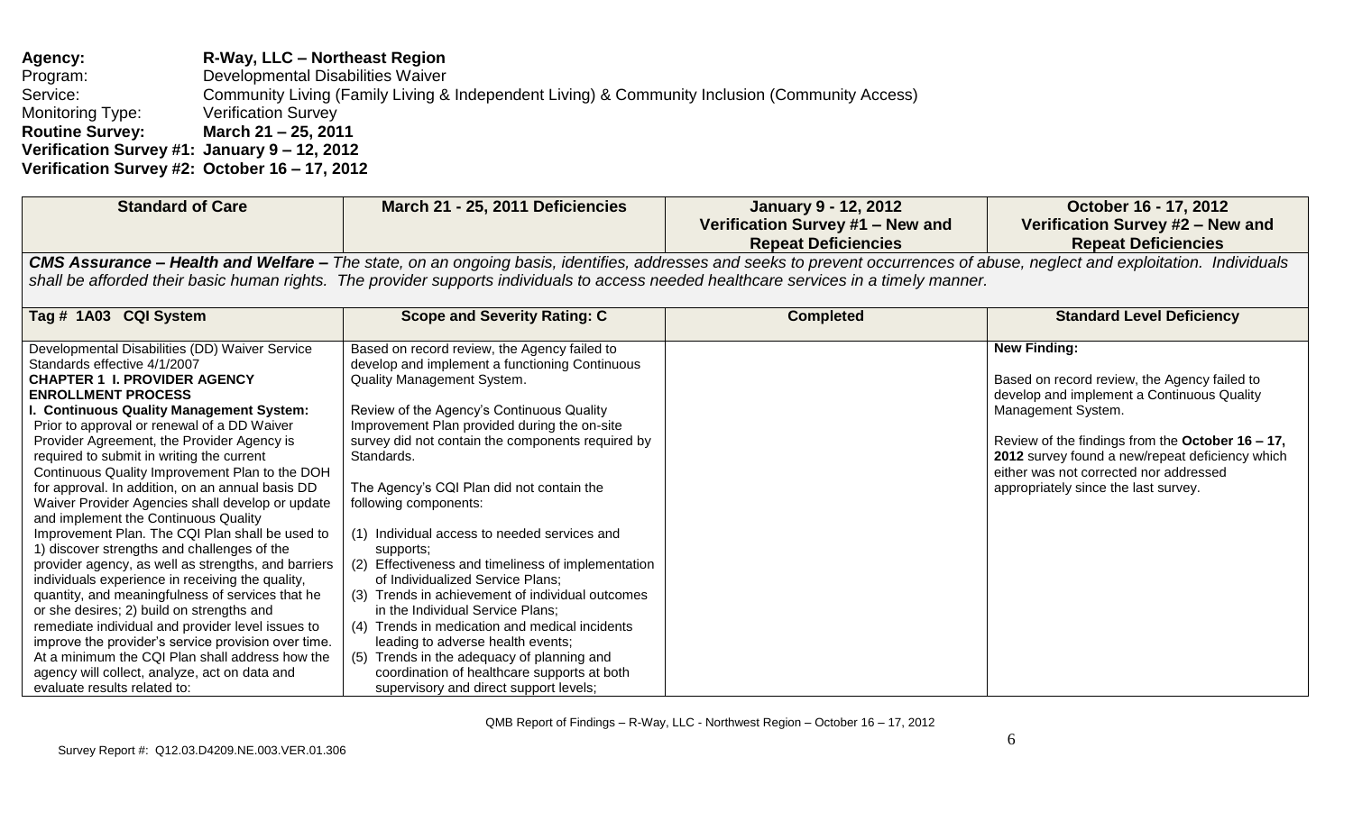**Agency:** **R-Way, LLC – Northeast Region**
Program: Developmental Disabilities Waiver
Service: Community Living (Family Living & Independent Living) & Community Inclusion (Community Access)
Monitoring Type: Verification Survey
**Routine Survey: March 21 – 25, 2011**
**Verification Survey #1: January 9 – 12, 2012**
**Verification Survey #2: October 16 – 17, 2012**

| Standard of Care | March 21 - 25, 2011 Deficiencies | January 9 - 12, 2012 Verification Survey #1 – New and Repeat Deficiencies | October 16 - 17, 2012 Verification Survey #2 – New and Repeat Deficiencies |
|---|---|---|---|
| ***CMS Assurance – Health and Welfare –*** *The state, on an ongoing basis, identifies, addresses and seeks to prevent occurrences of abuse, neglect and exploitation. Individuals shall be afforded their basic human rights. The provider supports individuals to access needed healthcare services in a timely manner.* | | | |
| **Tag # 1A03 CQI System** | **Scope and Severity Rating: C** | **Completed** | **Standard Level Deficiency** |
| Developmental Disabilities (DD) Waiver Service Standards effective 4/1/2007<br>**CHAPTER 1 I. PROVIDER AGENCY ENROLLMENT PROCESS**<br>**I. Continuous Quality Management System:** Prior to approval or renewal of a DD Waiver Provider Agreement, the Provider Agency is required to submit in writing the current Continuous Quality Improvement Plan to the DOH for approval. In addition, on an annual basis DD Waiver Provider Agencies shall develop or update and implement the Continuous Quality Improvement Plan. The CQI Plan shall be used to 1) discover strengths and challenges of the provider agency, as well as strengths, and barriers individuals experience in receiving the quality, quantity, and meaningfulness of services that he or she desires; 2) build on strengths and remediate individual and provider level issues to improve the provider's service provision over time. At a minimum the CQI Plan shall address how the agency will collect, analyze, act on data and evaluate results related to: | Based on record review, the Agency failed to develop and implement a functioning Continuous Quality Management System.<br><br>Review of the Agency's Continuous Quality Improvement Plan provided during the on-site survey did not contain the components required by Standards.<br><br>The Agency's CQI Plan did not contain the following components:<br><br>(1) Individual access to needed services and supports;<br>(2) Effectiveness and timeliness of implementation of Individualized Service Plans;<br>(3) Trends in achievement of individual outcomes in the Individual Service Plans;<br>(4) Trends in medication and medical incidents leading to adverse health events;<br>(5) Trends in the adequacy of planning and coordination of healthcare supports at both supervisory and direct support levels; | | **New Finding:**<br><br>Based on record review, the Agency failed to develop and implement a Continuous Quality Management System.<br><br>Review of the findings from the **October 16 – 17, 2012** survey found a new/repeat deficiency which either was not corrected nor addressed appropriately since the last survey. |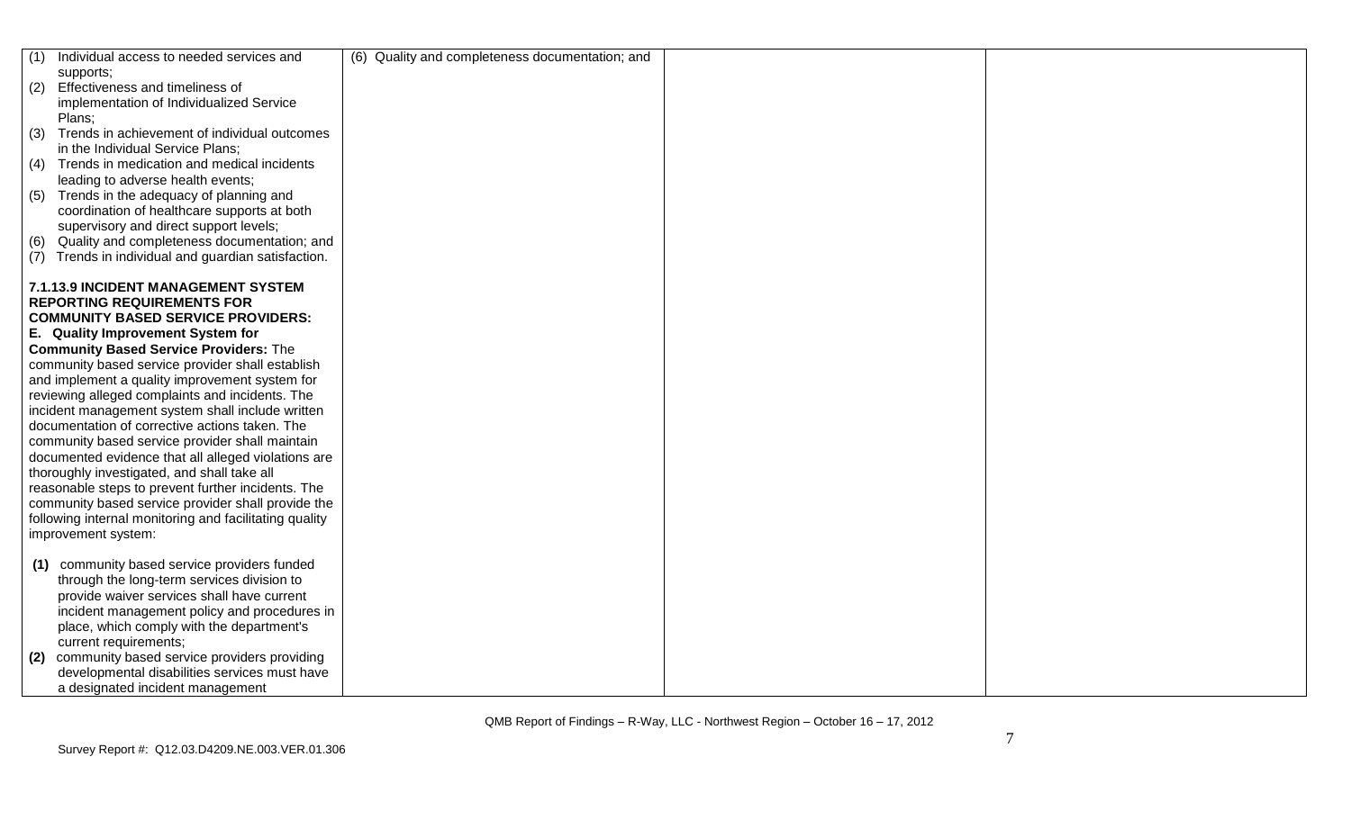| | | | |
|---|---|---|---|
| (1) Individual access to needed services and supports;<br>(2) Effectiveness and timeliness of implementation of Individualized Service Plans;<br>(3) Trends in achievement of individual outcomes in the Individual Service Plans;<br>(4) Trends in medication and medical incidents leading to adverse health events;<br>(5) Trends in the adequacy of planning and coordination of healthcare supports at both supervisory and direct support levels;<br>(6) Quality and completeness documentation; and<br>(7) Trends in individual and guardian satisfaction.<br><br>**7.1.13.9 INCIDENT MANAGEMENT SYSTEM REPORTING REQUIREMENTS FOR COMMUNITY BASED SERVICE PROVIDERS:**<br>**E. Quality Improvement System for Community Based Service Providers:** The community based service provider shall establish and implement a quality improvement system for reviewing alleged complaints and incidents. The incident management system shall include written documentation of corrective actions taken. The community based service provider shall maintain documented evidence that all alleged violations are thoroughly investigated, and shall take all reasonable steps to prevent further incidents. The community based service provider shall provide the following internal monitoring and facilitating quality improvement system:<br><br>**(1)** community based service providers funded through the long-term services division to provide waiver services shall have current incident management policy and procedures in place, which comply with the department's current requirements;<br>**(2)** community based service providers providing developmental disabilities services must have a designated incident management | (6) Quality and completeness documentation; and | | |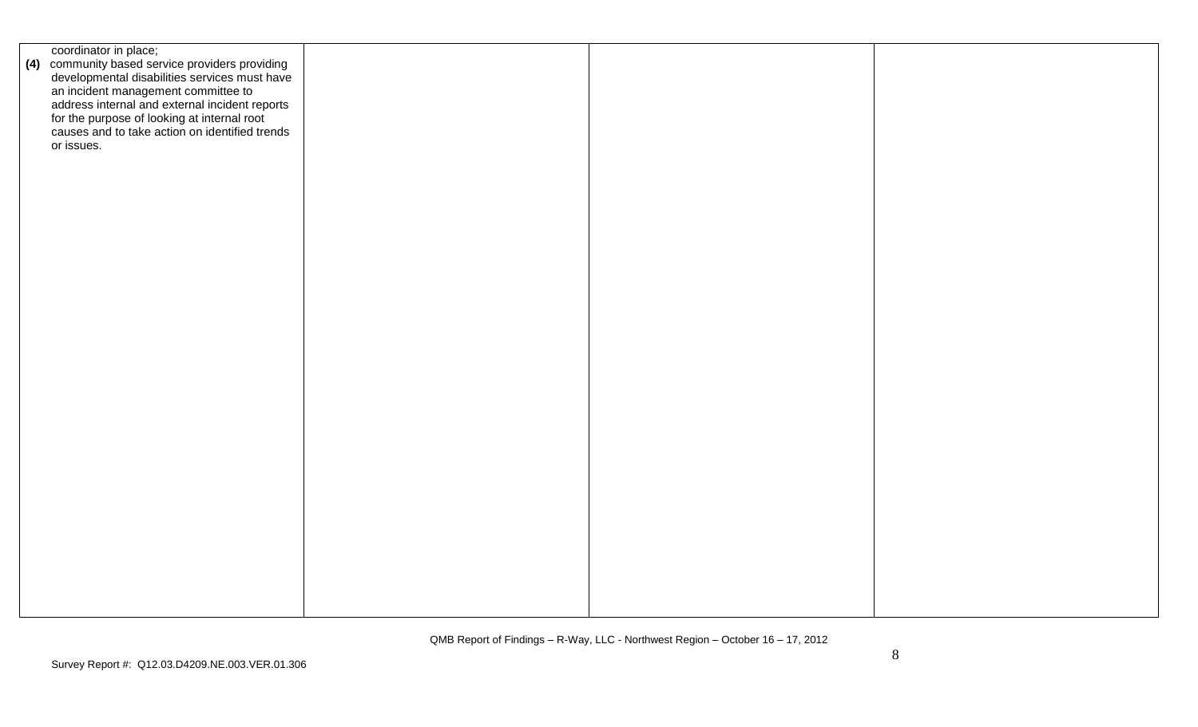| | | | |
|---|---|---|---|
| coordinator in place;<br>**(4)** community based service providers providing developmental disabilities services must have an incident management committee to address internal and external incident reports for the purpose of looking at internal root causes and to take action on identified trends or issues. | | | |

QMB Report of Findings – R-Way, LLC - Northwest Region – October 16 – 17, 2012

Survey Report #: Q12.03.D4209.NE.003.VER.01.306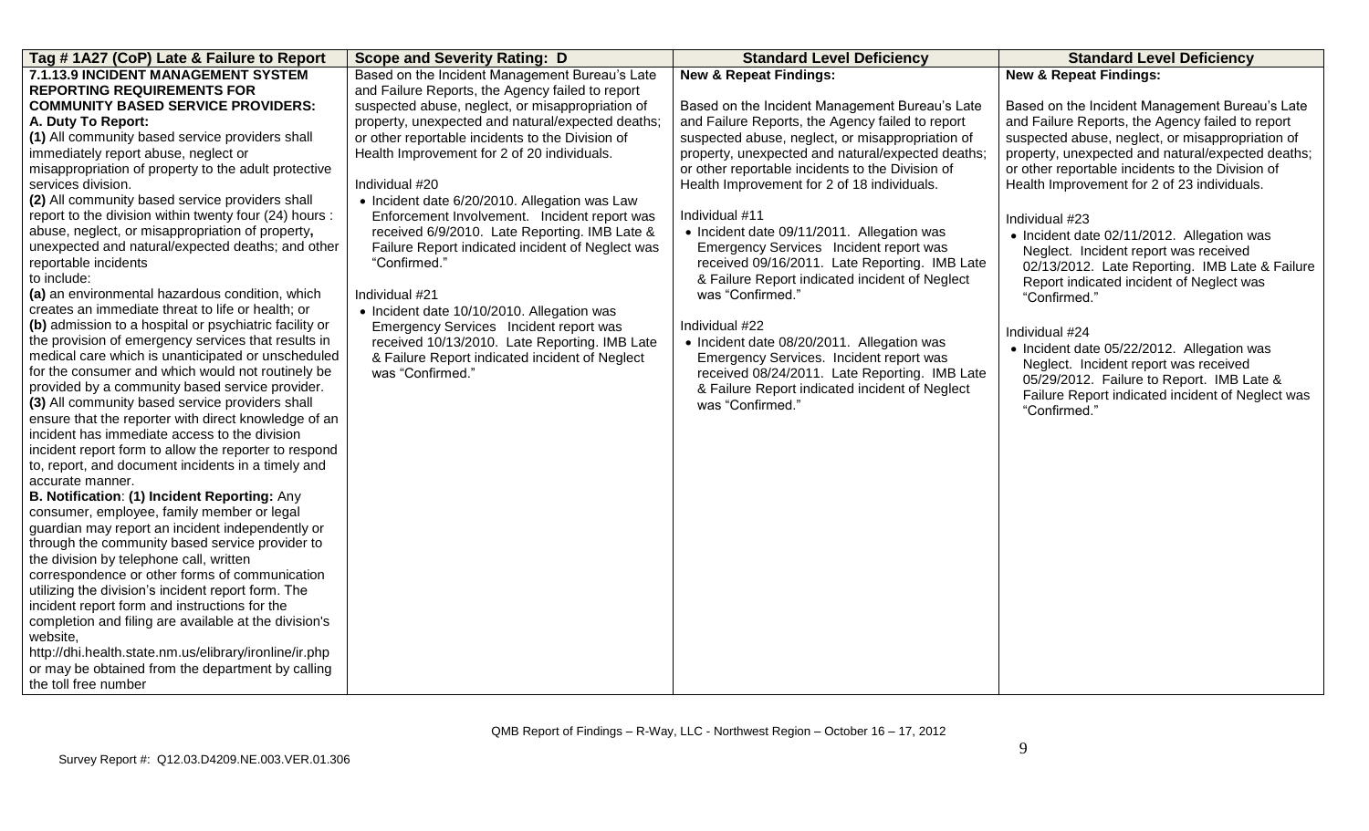| Tag # 1A27 (CoP) Late & Failure to Report | Scope and Severity Rating: D | Standard Level Deficiency | Standard Level Deficiency |
|---|---|---|---|
| **7.1.13.9 INCIDENT MANAGEMENT SYSTEM REPORTING REQUIREMENTS FOR COMMUNITY BASED SERVICE PROVIDERS:**<br>**A. Duty To Report:**<br>**(1)** All community based service providers shall immediately report abuse, neglect or misappropriation of property to the adult protective services division.<br>**(2)** All community based service providers shall report to the division within twenty four (24) hours : abuse, neglect, or misappropriation of property**,** unexpected and natural/expected deaths; and other reportable incidents to include:<br>**(a)** an environmental hazardous condition, which creates an immediate threat to life or health; or<br>**(b)** admission to a hospital or psychiatric facility or the provision of emergency services that results in medical care which is unanticipated or unscheduled for the consumer and which would not routinely be provided by a community based service provider.<br>**(3)** All community based service providers shall ensure that the reporter with direct knowledge of an incident has immediate access to the division incident report form to allow the reporter to respond to, report, and document incidents in a timely and accurate manner.<br>**B. Notification**: **(1) Incident Reporting:** Any consumer, employee, family member or legal guardian may report an incident independently or through the community based service provider to the division by telephone call, written correspondence or other forms of communication utilizing the division's incident report form. The incident report form and instructions for the completion and filing are available at the division's website, http://dhi.health.state.nm.us/elibrary/ironline/ir.php or may be obtained from the department by calling the toll free number | Based on the Incident Management Bureau's Late and Failure Reports, the Agency failed to report suspected abuse, neglect, or misappropriation of property, unexpected and natural/expected deaths; or other reportable incidents to the Division of Health Improvement for 2 of 20 individuals.<br><br>Individual #20<br>• Incident date 6/20/2010. Allegation was Law Enforcement Involvement. Incident report was received 6/9/2010. Late Reporting. IMB Late & Failure Report indicated incident of Neglect was "Confirmed."<br><br>Individual #21<br>• Incident date 10/10/2010. Allegation was Emergency Services Incident report was received 10/13/2010. Late Reporting. IMB Late & Failure Report indicated incident of Neglect was "Confirmed." | **New & Repeat Findings:**<br><br>Based on the Incident Management Bureau's Late and Failure Reports, the Agency failed to report suspected abuse, neglect, or misappropriation of property, unexpected and natural/expected deaths; or other reportable incidents to the Division of Health Improvement for 2 of 18 individuals.<br><br>Individual #11<br>• Incident date 09/11/2011. Allegation was Emergency Services Incident report was received 09/16/2011. Late Reporting. IMB Late & Failure Report indicated incident of Neglect was "Confirmed."<br><br>Individual #22<br>• Incident date 08/20/2011. Allegation was Emergency Services. Incident report was received 08/24/2011. Late Reporting. IMB Late & Failure Report indicated incident of Neglect was "Confirmed." | **New & Repeat Findings:**<br><br>Based on the Incident Management Bureau's Late and Failure Reports, the Agency failed to report suspected abuse, neglect, or misappropriation of property, unexpected and natural/expected deaths; or other reportable incidents to the Division of Health Improvement for 2 of 23 individuals.<br><br>Individual #23<br>• Incident date 02/11/2012. Allegation was Neglect. Incident report was received 02/13/2012. Late Reporting. IMB Late & Failure Report indicated incident of Neglect was "Confirmed."<br><br>Individual #24<br>• Incident date 05/22/2012. Allegation was Neglect. Incident report was received 05/29/2012. Failure to Report. IMB Late & Failure Report indicated incident of Neglect was "Confirmed." |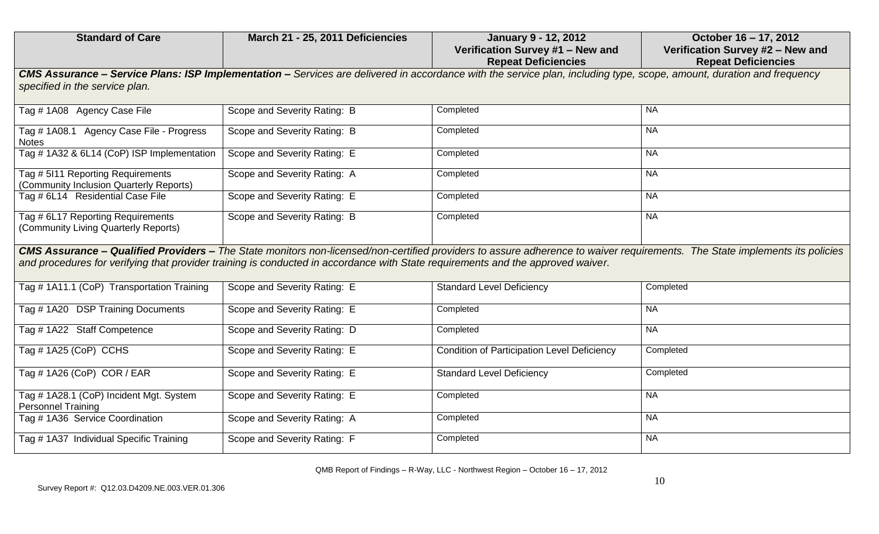| Standard of Care | March 21 - 25, 2011 Deficiencies | January 9 - 12, 2012 Verification Survey #1 – New and Repeat Deficiencies | October 16 – 17, 2012 Verification Survey #2 – New and Repeat Deficiencies |
|---|---|---|---|
| ***CMS Assurance – Service Plans: ISP Implementation –*** *Services are delivered in accordance with the service plan, including type, scope, amount, duration and frequency specified in the service plan.* | | | |
| Tag # 1A08 Agency Case File | Scope and Severity Rating: B | Completed | NA |
| Tag # 1A08.1 Agency Case File - Progress Notes | Scope and Severity Rating: B | Completed | NA |
| Tag # 1A32 & 6L14 (CoP) ISP Implementation | Scope and Severity Rating: E | Completed | NA |
| Tag # 5I11 Reporting Requirements (Community Inclusion Quarterly Reports) | Scope and Severity Rating: A | Completed | NA |
| Tag # 6L14 Residential Case File | Scope and Severity Rating: E | Completed | NA |
| Tag # 6L17 Reporting Requirements (Community Living Quarterly Reports) | Scope and Severity Rating: B | Completed | NA |
| ***CMS Assurance – Qualified Providers –*** *The State monitors non-licensed/non-certified providers to assure adherence to waiver requirements. The State implements its policies and procedures for verifying that provider training is conducted in accordance with State requirements and the approved waiver.* | | | |
| Tag # 1A11.1 (CoP) Transportation Training | Scope and Severity Rating: E | Standard Level Deficiency | Completed |
| Tag # 1A20 DSP Training Documents | Scope and Severity Rating: E | Completed | NA |
| Tag # 1A22 Staff Competence | Scope and Severity Rating: D | Completed | NA |
| Tag # 1A25 (CoP) CCHS | Scope and Severity Rating: E | Condition of Participation Level Deficiency | Completed |
| Tag # 1A26 (CoP) COR / EAR | Scope and Severity Rating: E | Standard Level Deficiency | Completed |
| Tag # 1A28.1 (CoP) Incident Mgt. System Personnel Training | Scope and Severity Rating: E | Completed | NA |
| Tag # 1A36 Service Coordination | Scope and Severity Rating: A | Completed | NA |
| Tag # 1A37 Individual Specific Training | Scope and Severity Rating: F | Completed | NA |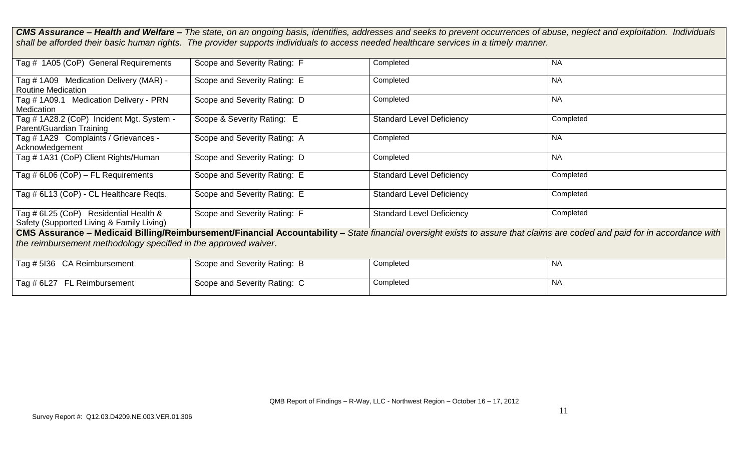| | | | |
|---|---|---|---|
| ***CMS Assurance – Health and Welfare –*** *The state, on an ongoing basis, identifies, addresses and seeks to prevent occurrences of abuse, neglect and exploitation. Individuals shall be afforded their basic human rights. The provider supports individuals to access needed healthcare services in a timely manner.* | | | |
| Tag # 1A05 (CoP) General Requirements | Scope and Severity Rating: F | Completed | NA |
| Tag # 1A09 Medication Delivery (MAR) - Routine Medication | Scope and Severity Rating: E | Completed | NA |
| Tag # 1A09.1 Medication Delivery - PRN Medication | Scope and Severity Rating: D | Completed | NA |
| Tag # 1A28.2 (CoP) Incident Mgt. System - Parent/Guardian Training | Scope & Severity Rating: E | Standard Level Deficiency | Completed |
| Tag # 1A29 Complaints / Grievances - Acknowledgement | Scope and Severity Rating: A | Completed | NA |
| Tag # 1A31 (CoP) Client Rights/Human | Scope and Severity Rating: D | Completed | NA |
| Tag # 6L06 (CoP) – FL Requirements | Scope and Severity Rating: E | Standard Level Deficiency | Completed |
| Tag # 6L13 (CoP) - CL Healthcare Reqts. | Scope and Severity Rating: E | Standard Level Deficiency | Completed |
| Tag # 6L25 (CoP) Residential Health & Safety (Supported Living & Family Living) | Scope and Severity Rating: F | Standard Level Deficiency | Completed |
| ***CMS Assurance – Medicaid Billing/Reimbursement/Financial Accountability –*** *State financial oversight exists to assure that claims are coded and paid for in accordance with the reimbursement methodology specified in the approved waiver.* | | | |
| Tag # 5I36 CA Reimbursement | Scope and Severity Rating: B | Completed | NA |
| Tag # 6L27 FL Reimbursement | Scope and Severity Rating: C | Completed | NA |

QMB Report of Findings – R-Way, LLC - Northwest Region – October 16 – 17, 2012

Survey Report #: Q12.03.D4209.NE.003.VER.01.306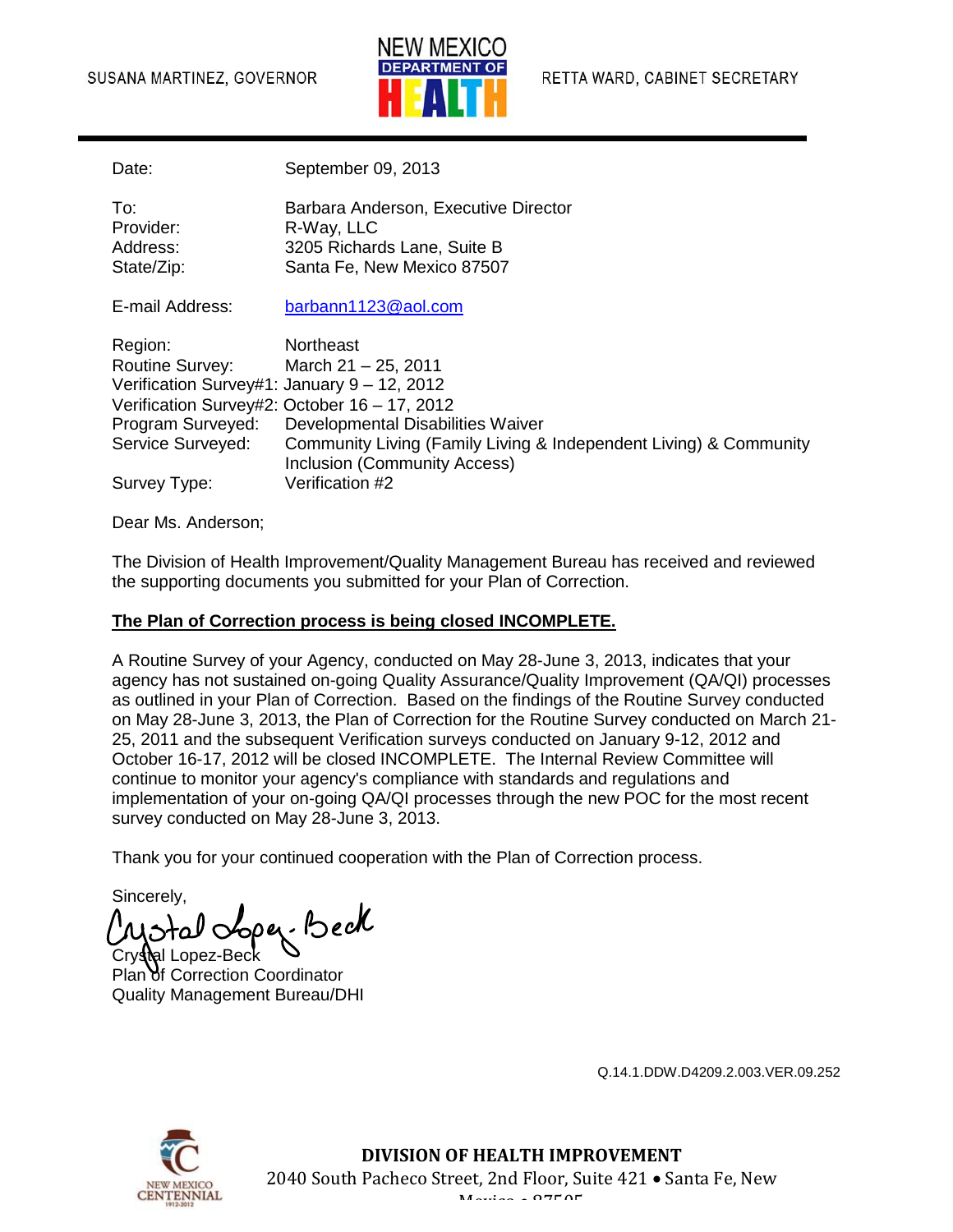SUSANA MARTINEZ, GOVERNOR

NEW MEXICO DEPARTMENT OF HEALTH

RETTA WARD, CABINET SECRETARY

| | |
|---|---|
| Date: | September 09, 2013 |
| To: | Barbara Anderson, Executive Director |
| Provider: | R-Way, LLC |
| Address: | 3205 Richards Lane, Suite B |
| State/Zip: | Santa Fe, New Mexico 87507 |
| E-mail Address: | barbann1123@aol.com |
| Region: | Northeast |
| Routine Survey: | March 21 – 25, 2011 |
| Verification Survey#1: | January 9 – 12, 2012 |
| Verification Survey#2: | October 16 – 17, 2012 |
| Program Surveyed: | Developmental Disabilities Waiver |
| Service Surveyed: | Community Living (Family Living & Independent Living) & Community Inclusion (Community Access) |
| Survey Type: | Verification #2 |

Dear Ms. Anderson;

The Division of Health Improvement/Quality Management Bureau has received and reviewed the supporting documents you submitted for your Plan of Correction.

**The Plan of Correction process is being closed INCOMPLETE.**

A Routine Survey of your Agency, conducted on May 28-June 3, 2013, indicates that your agency has not sustained on-going Quality Assurance/Quality Improvement (QA/QI) processes as outlined in your Plan of Correction. Based on the findings of the Routine Survey conducted on May 28-June 3, 2013, the Plan of Correction for the Routine Survey conducted on March 21-25, 2011 and the subsequent Verification surveys conducted on January 9-12, 2012 and October 16-17, 2012 will be closed INCOMPLETE. The Internal Review Committee will continue to monitor your agency's compliance with standards and regulations and implementation of your on-going QA/QI processes through the new POC for the most recent survey conducted on May 28-June 3, 2013.

Thank you for your continued cooperation with the Plan of Correction process.

Sincerely,

Crystal Lopez-Beck
Plan of Correction Coordinator
Quality Management Bureau/DHI

Q.14.1.DDW.D4209.2.003.VER.09.252

**DIVISION OF HEALTH IMPROVEMENT**
2040 South Pacheco Street, 2nd Floor, Suite 421 • Santa Fe, New Mexico • 87505